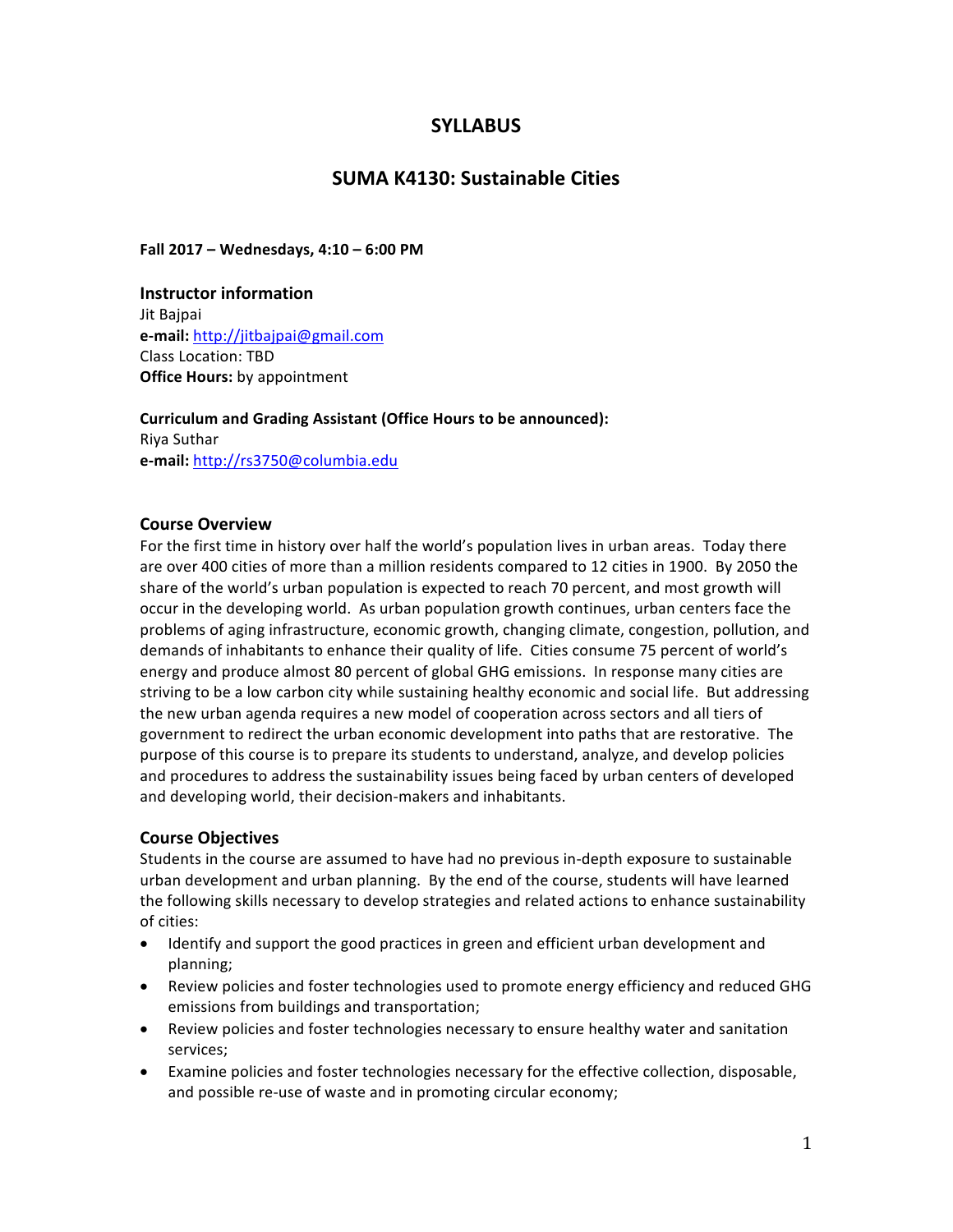# SYLLABUS

## SUMA K4130: Sustainable Cities

**Fall 2017 – Wednesdays, 4:10 – 6:00 PM**

### Instructor information

Jit Bajpai
**e-mail:** [http://jitbajpai@gmail.com](http://jitbajpai@gmail.com)
Class Location: TBD
**Office Hours:** by appointment

**Curriculum and Grading Assistant (Office Hours to be announced):**
Riya Suthar
**e-mail:** [http://rs3750@columbia.edu](http://rs3750@columbia.edu)

### Course Overview

For the first time in history over half the world's population lives in urban areas. Today there are over 400 cities of more than a million residents compared to 12 cities in 1900. By 2050 the share of the world's urban population is expected to reach 70 percent, and most growth will occur in the developing world. As urban population growth continues, urban centers face the problems of aging infrastructure, economic growth, changing climate, congestion, pollution, and demands of inhabitants to enhance their quality of life. Cities consume 75 percent of world's energy and produce almost 80 percent of global GHG emissions. In response many cities are striving to be a low carbon city while sustaining healthy economic and social life. But addressing the new urban agenda requires a new model of cooperation across sectors and all tiers of government to redirect the urban economic development into paths that are restorative. The purpose of this course is to prepare its students to understand, analyze, and develop policies and procedures to address the sustainability issues being faced by urban centers of developed and developing world, their decision-makers and inhabitants.

### Course Objectives

Students in the course are assumed to have had no previous in-depth exposure to sustainable urban development and urban planning. By the end of the course, students will have learned the following skills necessary to develop strategies and related actions to enhance sustainability of cities:

- Identify and support the good practices in green and efficient urban development and planning;
- Review policies and foster technologies used to promote energy efficiency and reduced GHG emissions from buildings and transportation;
- Review policies and foster technologies necessary to ensure healthy water and sanitation services;
- Examine policies and foster technologies necessary for the effective collection, disposable, and possible re-use of waste and in promoting circular economy;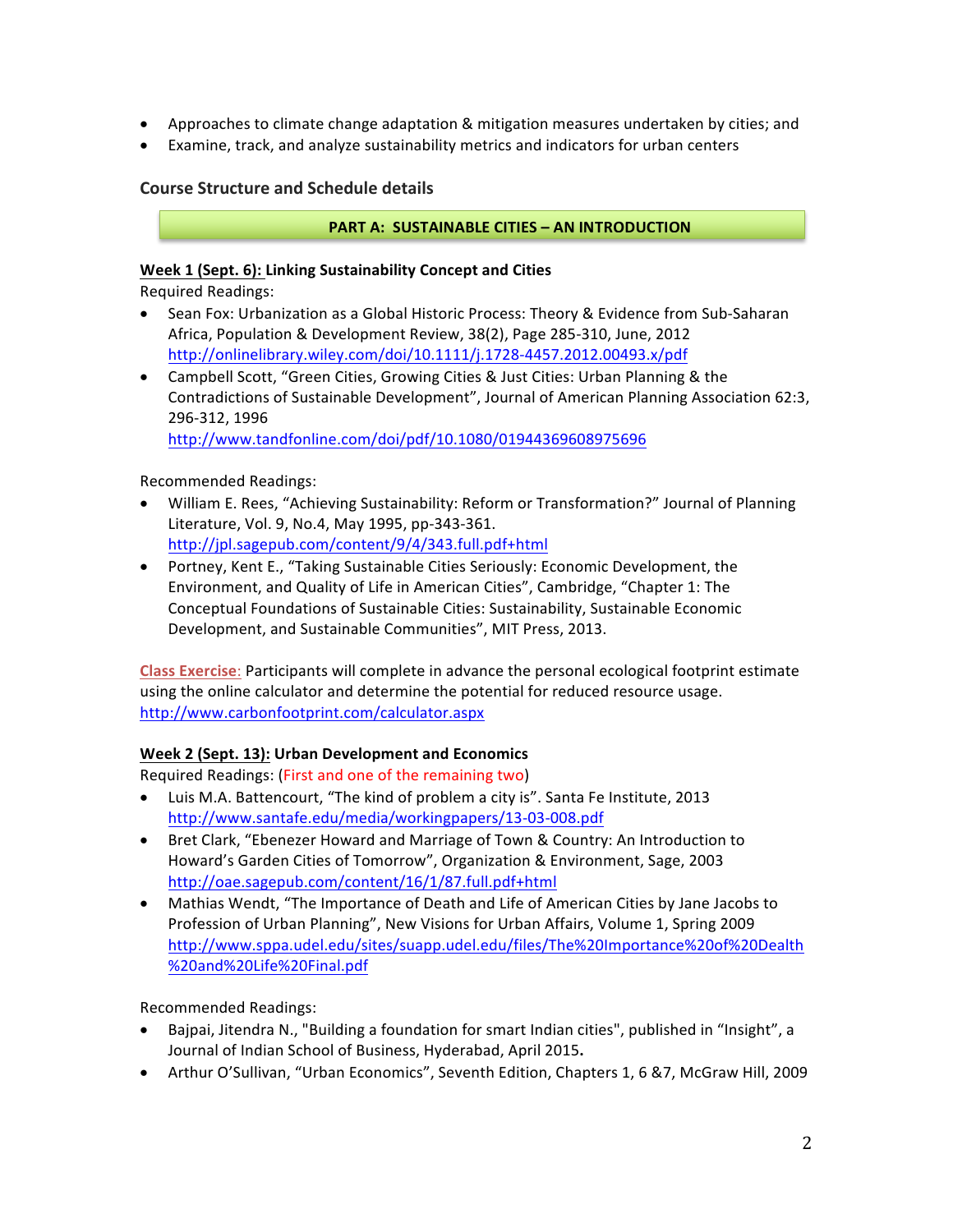- Approaches to climate change adaptation & mitigation measures undertaken by cities; and
- Examine, track, and analyze sustainability metrics and indicators for urban centers

### Course Structure and Schedule details

**PART A: SUSTAINABLE CITIES – AN INTRODUCTION**

**Week 1 (Sept. 6): Linking Sustainability Concept and Cities**

Required Readings:

- Sean Fox: Urbanization as a Global Historic Process: Theory & Evidence from Sub-Saharan Africa, Population & Development Review, 38(2), Page 285-310, June, 2012 http://onlinelibrary.wiley.com/doi/10.1111/j.1728-4457.2012.00493.x/pdf
- Campbell Scott, "Green Cities, Growing Cities & Just Cities: Urban Planning & the Contradictions of Sustainable Development", Journal of American Planning Association 62:3, 296-312, 1996 http://www.tandfonline.com/doi/pdf/10.1080/01944369608975696

Recommended Readings:

- William E. Rees, "Achieving Sustainability: Reform or Transformation?" Journal of Planning Literature, Vol. 9, No.4, May 1995, pp-343-361. http://jpl.sagepub.com/content/9/4/343.full.pdf+html
- Portney, Kent E., "Taking Sustainable Cities Seriously: Economic Development, the Environment, and Quality of Life in American Cities", Cambridge, "Chapter 1: The Conceptual Foundations of Sustainable Cities: Sustainability, Sustainable Economic Development, and Sustainable Communities", MIT Press, 2013.

Class Exercise: Participants will complete in advance the personal ecological footprint estimate using the online calculator and determine the potential for reduced resource usage. http://www.carbonfootprint.com/calculator.aspx

**Week 2 (Sept. 13): Urban Development and Economics**

Required Readings: (First and one of the remaining two)

- Luis M.A. Battencourt, "The kind of problem a city is". Santa Fe Institute, 2013 http://www.santafe.edu/media/workingpapers/13-03-008.pdf
- Bret Clark, "Ebenezer Howard and Marriage of Town & Country: An Introduction to Howard's Garden Cities of Tomorrow", Organization & Environment, Sage, 2003 http://oae.sagepub.com/content/16/1/87.full.pdf+html
- Mathias Wendt, "The Importance of Death and Life of American Cities by Jane Jacobs to Profession of Urban Planning", New Visions for Urban Affairs, Volume 1, Spring 2009 http://www.sppa.udel.edu/sites/suapp.udel.edu/files/The%20Importance%20of%20Dealth%20and%20Life%20Final.pdf

Recommended Readings:

- Bajpai, Jitendra N., "Building a foundation for smart Indian cities", published in "Insight", a Journal of Indian School of Business, Hyderabad, April 2015.
- Arthur O'Sullivan, "Urban Economics", Seventh Edition, Chapters 1, 6 &7, McGraw Hill, 2009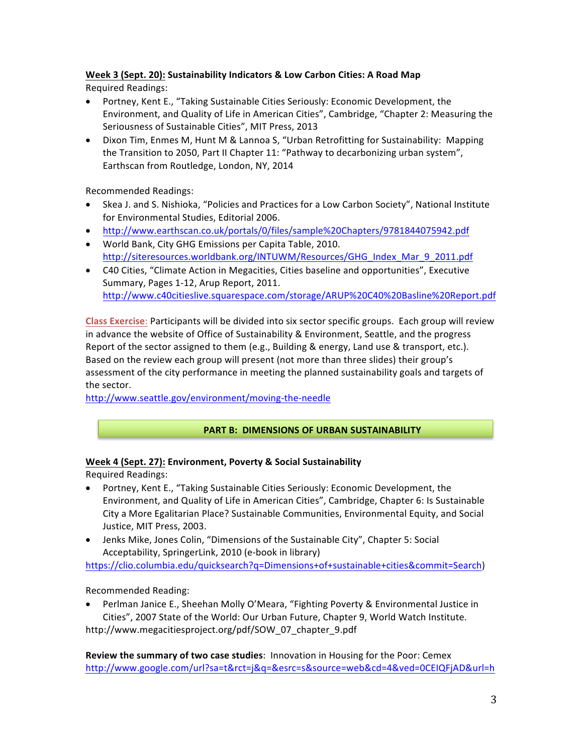**Week 3 (Sept. 20): Sustainability Indicators & Low Carbon Cities: A Road Map**

Required Readings:

- Portney, Kent E., "Taking Sustainable Cities Seriously: Economic Development, the Environment, and Quality of Life in American Cities", Cambridge, "Chapter 2: Measuring the Seriousness of Sustainable Cities", MIT Press, 2013
- Dixon Tim, Enmes M, Hunt M & Lannoa S, "Urban Retrofitting for Sustainability: Mapping the Transition to 2050, Part II Chapter 11: "Pathway to decarbonizing urban system", Earthscan from Routledge, London, NY, 2014

Recommended Readings:

- Skea J. and S. Nishioka, "Policies and Practices for a Low Carbon Society", National Institute for Environmental Studies, Editorial 2006.
- http://www.earthscan.co.uk/portals/0/files/sample%20Chapters/9781844075942.pdf
- World Bank, City GHG Emissions per Capita Table, 2010. http://siteresources.worldbank.org/INTUWM/Resources/GHG_Index_Mar_9_2011.pdf
- C40 Cities, "Climate Action in Megacities, Cities baseline and opportunities", Executive Summary, Pages 1-12, Arup Report, 2011. http://www.c40citieslive.squarespace.com/storage/ARUP%20C40%20Basline%20Report.pdf

Class Exercise: Participants will be divided into six sector specific groups. Each group will review in advance the website of Office of Sustainability & Environment, Seattle, and the progress Report of the sector assigned to them (e.g., Building & energy, Land use & transport, etc.). Based on the review each group will present (not more than three slides) their group's assessment of the city performance in meeting the planned sustainability goals and targets of the sector.
http://www.seattle.gov/environment/moving-the-needle

## PART B: DIMENSIONS OF URBAN SUSTAINABILITY

**Week 4 (Sept. 27): Environment, Poverty & Social Sustainability**

Required Readings:

- Portney, Kent E., "Taking Sustainable Cities Seriously: Economic Development, the Environment, and Quality of Life in American Cities", Cambridge, Chapter 6: Is Sustainable City a More Egalitarian Place? Sustainable Communities, Environmental Equity, and Social Justice, MIT Press, 2003.
- Jenks Mike, Jones Colin, "Dimensions of the Sustainable City", Chapter 5: Social Acceptability, SpringerLink, 2010 (e-book in library)

https://clio.columbia.edu/quicksearch?q=Dimensions+of+sustainable+cities&commit=Search)

Recommended Reading:

- Perlman Janice E., Sheehan Molly O'Meara, "Fighting Poverty & Environmental Justice in Cities", 2007 State of the World: Our Urban Future, Chapter 9, World Watch Institute.

http://www.megacitiesproject.org/pdf/SOW_07_chapter_9.pdf

**Review the summary of two case studies**: Innovation in Housing for the Poor: Cemex
http://www.google.com/url?sa=t&rct=j&q=&esrc=s&source=web&cd=4&ved=0CEIQFjAD&url=h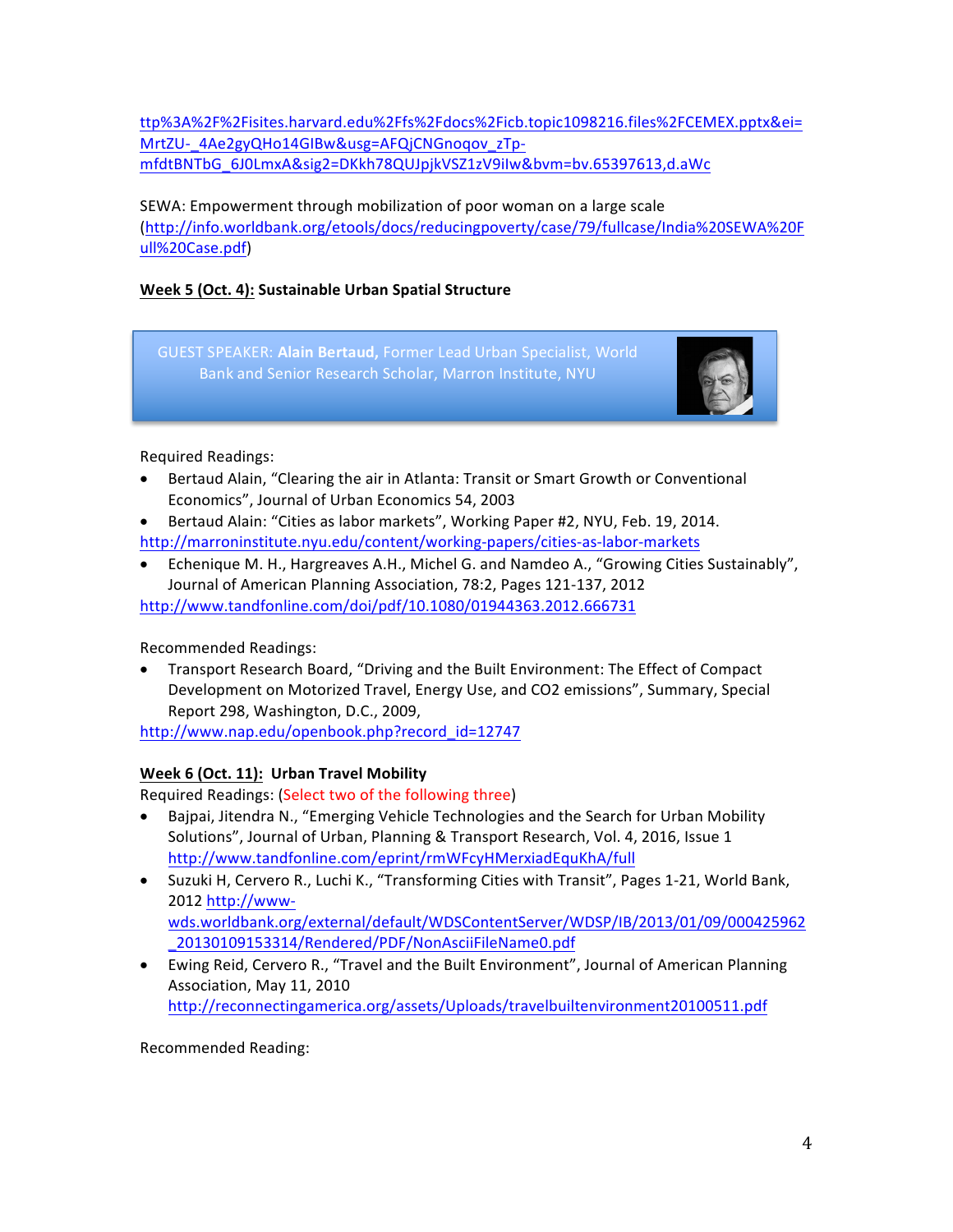ttp%3A%2F%2Fisites.harvard.edu%2Ffs%2Fdocs%2Ficb.topic1098216.files%2FCEMEX.pptx&ei=MrtZU-_4Ae2gyQHo14GIBw&usg=AFQjCNGnoqov_zTp-mfdtBNTbG_6J0LmxA&sig2=DKkh78QUJpjkVSZ1zV9iIw&bvm=bv.65397613,d.aWc

SEWA: Empowerment through mobilization of poor woman on a large scale (http://info.worldbank.org/etools/docs/reducingpoverty/case/79/fullcase/India%20SEWA%20Full%20Case.pdf)

**Week 5 (Oct. 4): Sustainable Urban Spatial Structure**

GUEST SPEAKER: **Alain Bertaud,** Former Lead Urban Specialist, World Bank and Senior Research Scholar, Marron Institute, NYU

Required Readings:

- Bertaud Alain, "Clearing the air in Atlanta: Transit or Smart Growth or Conventional Economics", Journal of Urban Economics 54, 2003
- Bertaud Alain: "Cities as labor markets", Working Paper #2, NYU, Feb. 19, 2014. http://marroninstitute.nyu.edu/content/working-papers/cities-as-labor-markets
- Echenique M. H., Hargreaves A.H., Michel G. and Namdeo A., "Growing Cities Sustainably", Journal of American Planning Association, 78:2, Pages 121-137, 2012 http://www.tandfonline.com/doi/pdf/10.1080/01944363.2012.666731

Recommended Readings:

- Transport Research Board, "Driving and the Built Environment: The Effect of Compact Development on Motorized Travel, Energy Use, and CO2 emissions", Summary, Special Report 298, Washington, D.C., 2009, http://www.nap.edu/openbook.php?record_id=12747

**Week 6 (Oct. 11): Urban Travel Mobility**

Required Readings: (Select two of the following three)

- Bajpai, Jitendra N., "Emerging Vehicle Technologies and the Search for Urban Mobility Solutions", Journal of Urban, Planning & Transport Research, Vol. 4, 2016, Issue 1 http://www.tandfonline.com/eprint/rmWFcyHMerxiadEquKhA/full
- Suzuki H, Cervero R., Luchi K., "Transforming Cities with Transit", Pages 1-21, World Bank, 2012 http://www-wds.worldbank.org/external/default/WDSContentServer/WDSP/IB/2013/01/09/000425962_20130109153314/Rendered/PDF/NonAsciiFileName0.pdf
- Ewing Reid, Cervero R., "Travel and the Built Environment", Journal of American Planning Association, May 11, 2010 http://reconnectingamerica.org/assets/Uploads/travelbuiltenvironment20100511.pdf

Recommended Reading: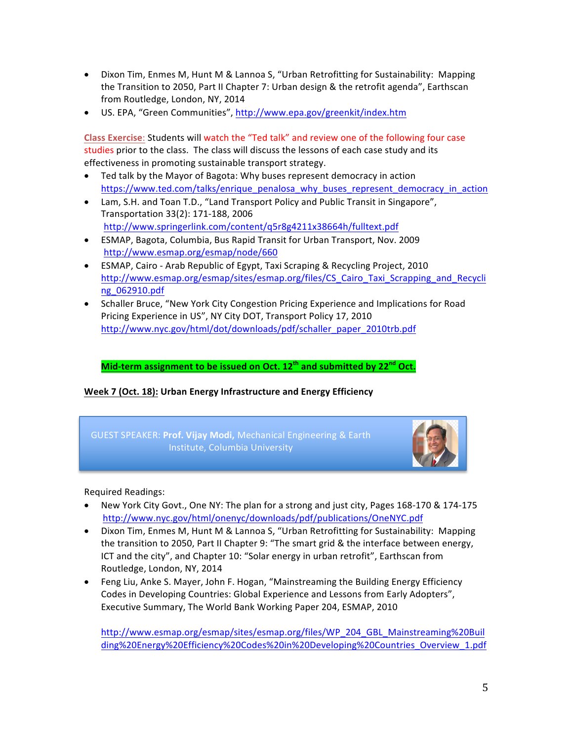- Dixon Tim, Enmes M, Hunt M & Lannoa S, "Urban Retrofitting for Sustainability: Mapping the Transition to 2050, Part II Chapter 7: Urban design & the retrofit agenda", Earthscan from Routledge, London, NY, 2014
- US. EPA, "Green Communities", http://www.epa.gov/greenkit/index.htm

**Class Exercise**: Students will watch the "Ted talk" and review one of the following four case studies prior to the class. The class will discuss the lessons of each case study and its effectiveness in promoting sustainable transport strategy.

- Ted talk by the Mayor of Bagota: Why buses represent democracy in action https://www.ted.com/talks/enrique_penalosa_why_buses_represent_democracy_in_action
- Lam, S.H. and Toan T.D., "Land Transport Policy and Public Transit in Singapore", Transportation 33(2): 171-188, 2006 http://www.springerlink.com/content/q5r8g4211x38664h/fulltext.pdf
- ESMAP, Bagota, Columbia, Bus Rapid Transit for Urban Transport, Nov. 2009 http://www.esmap.org/esmap/node/660
- ESMAP, Cairo - Arab Republic of Egypt, Taxi Scraping & Recycling Project, 2010 http://www.esmap.org/esmap/sites/esmap.org/files/CS_Cairo_Taxi_Scrapping_and_Recycling_062910.pdf
- Schaller Bruce, "New York City Congestion Pricing Experience and Implications for Road Pricing Experience in US", NY City DOT, Transport Policy 17, 2010 http://www.nyc.gov/html/dot/downloads/pdf/schaller_paper_2010trb.pdf

**Mid-term assignment to be issued on Oct. 12th and submitted by 22nd Oct.**

**Week 7 (Oct. 18): Urban Energy Infrastructure and Energy Efficiency**

GUEST SPEAKER: **Prof. Vijay Modi,** Mechanical Engineering & Earth Institute, Columbia University

Required Readings:

- New York City Govt., One NY: The plan for a strong and just city, Pages 168-170 & 174-175 http://www.nyc.gov/html/onenyc/downloads/pdf/publications/OneNYC.pdf
- Dixon Tim, Enmes M, Hunt M & Lannoa S, "Urban Retrofitting for Sustainability: Mapping the transition to 2050, Part II Chapter 9: "The smart grid & the interface between energy, ICT and the city", and Chapter 10: "Solar energy in urban retrofit", Earthscan from Routledge, London, NY, 2014
- Feng Liu, Anke S. Mayer, John F. Hogan, "Mainstreaming the Building Energy Efficiency Codes in Developing Countries: Global Experience and Lessons from Early Adopters", Executive Summary, The World Bank Working Paper 204, ESMAP, 2010

  http://www.esmap.org/esmap/sites/esmap.org/files/WP_204_GBL_Mainstreaming%20Building%20Energy%20Efficiency%20Codes%20in%20Developing%20Countries_Overview_1.pdf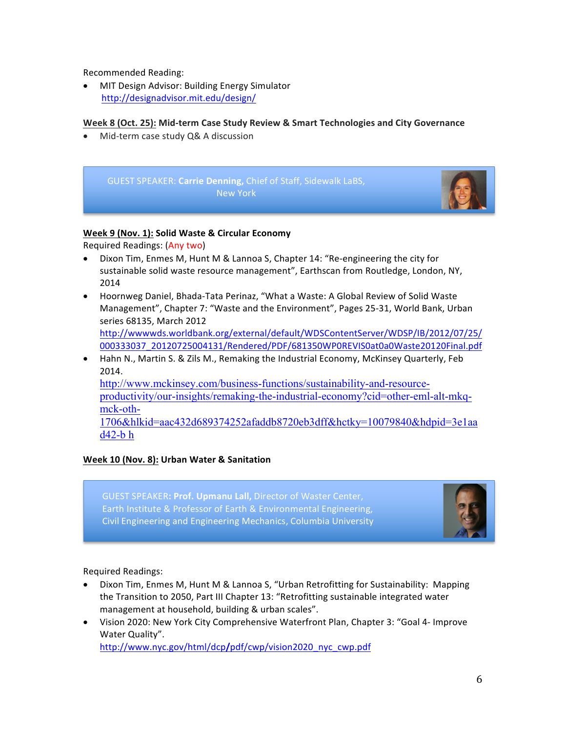Recommended Reading:

- MIT Design Advisor: Building Energy Simulator
  http://designadvisor.mit.edu/design/

**Week 8 (Oct. 25): Mid-term Case Study Review & Smart Technologies and City Governance**

- Mid-term case study Q& A discussion

GUEST SPEAKER: **Carrie Denning,** Chief of Staff, Sidewalk LaBS, New York

**Week 9 (Nov. 1): Solid Waste & Circular Economy**

Required Readings: (Any two)

- Dixon Tim, Enmes M, Hunt M & Lannoa S, Chapter 14: "Re-engineering the city for sustainable solid waste resource management", Earthscan from Routledge, London, NY, 2014
- Hoornweg Daniel, Bhada-Tata Perinaz, "What a Waste: A Global Review of Solid Waste Management", Chapter 7: "Waste and the Environment", Pages 25-31, World Bank, Urban series 68135, March 2012
  http://wwwwds.worldbank.org/external/default/WDSContentServer/WDSP/IB/2012/07/25/000333037_20120725004131/Rendered/PDF/681350WP0REVIS0at0a0Waste20120Final.pdf
- Hahn N., Martin S. & Zils M., Remaking the Industrial Economy, McKinsey Quarterly, Feb 2014.
  http://www.mckinsey.com/business-functions/sustainability-and-resource-productivity/our-insights/remaking-the-industrial-economy?cid=other-eml-alt-mkq-mck-oth-1706&hlkid=aac432d689374252afaddb8720eb3dff&hctky=10079840&hdpid=3e1aad42-b h

**Week 10 (Nov. 8): Urban Water & Sanitation**

GUEST SPEAKER: **Prof. Upmanu Lall,** Director of Waster Center, Earth Institute & Professor of Earth & Environmental Engineering, Civil Engineering and Engineering Mechanics, Columbia University

Required Readings:

- Dixon Tim, Enmes M, Hunt M & Lannoa S, "Urban Retrofitting for Sustainability: Mapping the Transition to 2050, Part III Chapter 13: "Retrofitting sustainable integrated water management at household, building & urban scales".
- Vision 2020: New York City Comprehensive Waterfront Plan, Chapter 3: "Goal 4- Improve Water Quality".
  http://www.nyc.gov/html/dcp/pdf/cwp/vision2020_nyc_cwp.pdf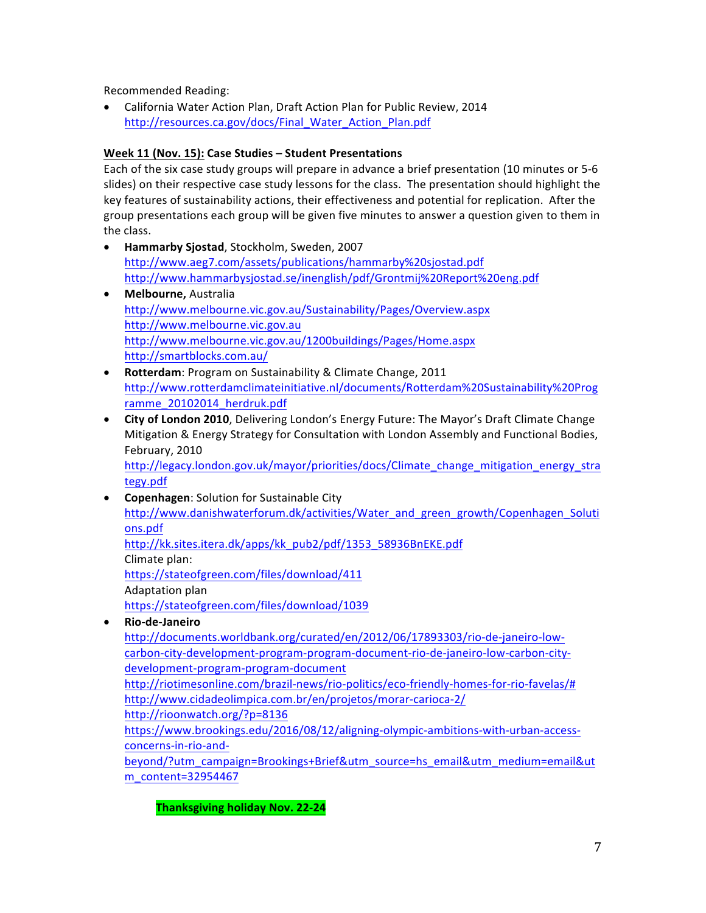Recommended Reading:

- California Water Action Plan, Draft Action Plan for Public Review, 2014
  http://resources.ca.gov/docs/Final_Water_Action_Plan.pdf

**Week 11 (Nov. 15): Case Studies – Student Presentations**

Each of the six case study groups will prepare in advance a brief presentation (10 minutes or 5-6 slides) on their respective case study lessons for the class. The presentation should highlight the key features of sustainability actions, their effectiveness and potential for replication. After the group presentations each group will be given five minutes to answer a question given to them in the class.

- **Hammarby Sjostad**, Stockholm, Sweden, 2007
  http://www.aeg7.com/assets/publications/hammarby%20sjostad.pdf
  http://www.hammarbysjostad.se/inenglish/pdf/Grontmij%20Report%20eng.pdf
- **Melbourne,** Australia
  http://www.melbourne.vic.gov.au/Sustainability/Pages/Overview.aspx
  http://www.melbourne.vic.gov.au
  http://www.melbourne.vic.gov.au/1200buildings/Pages/Home.aspx
  http://smartblocks.com.au/
- **Rotterdam**: Program on Sustainability & Climate Change, 2011
  http://www.rotterdamclimateinitiative.nl/documents/Rotterdam%20Sustainability%20Programme_20102014_herdruk.pdf
- **City of London 2010**, Delivering London's Energy Future: The Mayor's Draft Climate Change Mitigation & Energy Strategy for Consultation with London Assembly and Functional Bodies, February, 2010
  http://legacy.london.gov.uk/mayor/priorities/docs/Climate_change_mitigation_energy_strategy.pdf
- **Copenhagen**: Solution for Sustainable City
  http://www.danishwaterforum.dk/activities/Water_and_green_growth/Copenhagen_Solutions.pdf
  http://kk.sites.itera.dk/apps/kk_pub2/pdf/1353_58936BnEKE.pdf
  Climate plan:
  https://stateofgreen.com/files/download/411
  Adaptation plan
  https://stateofgreen.com/files/download/1039
- **Rio-de-Janeiro**
  http://documents.worldbank.org/curated/en/2012/06/17893303/rio-de-janeiro-low-carbon-city-development-program-program-document-rio-de-janeiro-low-carbon-city-development-program-program-document
  http://riotimesonline.com/brazil-news/rio-politics/eco-friendly-homes-for-rio-favelas/#
  http://www.cidadeolimpica.com.br/en/projetos/morar-carioca-2/
  http://rioonwatch.org/?p=8136
  https://www.brookings.edu/2016/08/12/aligning-olympic-ambitions-with-urban-access-concerns-in-rio-and-beyond/?utm_campaign=Brookings+Brief&utm_source=hs_email&utm_medium=email&utm_content=32954467

**Thanksgiving holiday Nov. 22-24**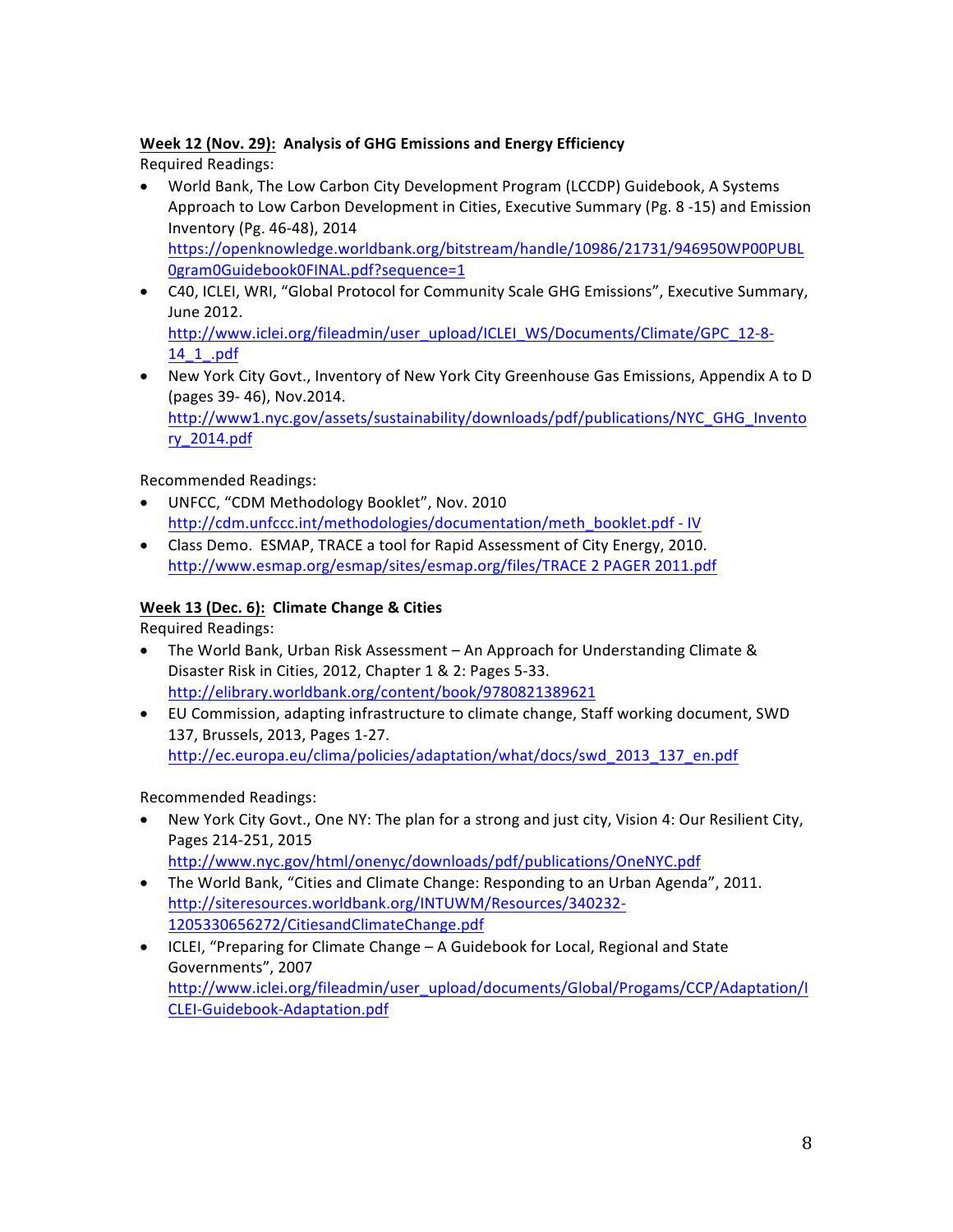**<u>Week 12 (Nov. 29):</u> Analysis of GHG Emissions and Energy Efficiency**

Required Readings:

- World Bank, The Low Carbon City Development Program (LCCDP) Guidebook, A Systems Approach to Low Carbon Development in Cities, Executive Summary (Pg. 8 -15) and Emission Inventory (Pg. 46-48), 2014
  https://openknowledge.worldbank.org/bitstream/handle/10986/21731/946950WP00PUBL0gram0Guidebook0FINAL.pdf?sequence=1
- C40, ICLEI, WRI, "Global Protocol for Community Scale GHG Emissions", Executive Summary, June 2012.
  http://www.iclei.org/fileadmin/user_upload/ICLEI_WS/Documents/Climate/GPC_12-8-14_1_.pdf
- New York City Govt., Inventory of New York City Greenhouse Gas Emissions, Appendix A to D (pages 39- 46), Nov.2014.
  http://www1.nyc.gov/assets/sustainability/downloads/pdf/publications/NYC_GHG_Inventory_2014.pdf

Recommended Readings:

- UNFCC, "CDM Methodology Booklet", Nov. 2010
  http://cdm.unfccc.int/methodologies/documentation/meth_booklet.pdf - IV
- Class Demo. ESMAP, TRACE a tool for Rapid Assessment of City Energy, 2010.
  http://www.esmap.org/esmap/sites/esmap.org/files/TRACE 2 PAGER 2011.pdf

**<u>Week 13 (Dec. 6):</u> Climate Change & Cities**

Required Readings:

- The World Bank, Urban Risk Assessment – An Approach for Understanding Climate & Disaster Risk in Cities, 2012, Chapter 1 & 2: Pages 5-33.
  http://elibrary.worldbank.org/content/book/9780821389621
- EU Commission, adapting infrastructure to climate change, Staff working document, SWD 137, Brussels, 2013, Pages 1-27.
  http://ec.europa.eu/clima/policies/adaptation/what/docs/swd_2013_137_en.pdf

Recommended Readings:

- New York City Govt., One NY: The plan for a strong and just city, Vision 4: Our Resilient City, Pages 214-251, 2015
  http://www.nyc.gov/html/onenyc/downloads/pdf/publications/OneNYC.pdf
- The World Bank, "Cities and Climate Change: Responding to an Urban Agenda", 2011.
  http://siteresources.worldbank.org/INTUWM/Resources/340232-1205330656272/CitiesandClimateChange.pdf
- ICLEI, "Preparing for Climate Change – A Guidebook for Local, Regional and State Governments", 2007
  http://www.iclei.org/fileadmin/user_upload/documents/Global/Progams/CCP/Adaptation/ICLEI-Guidebook-Adaptation.pdf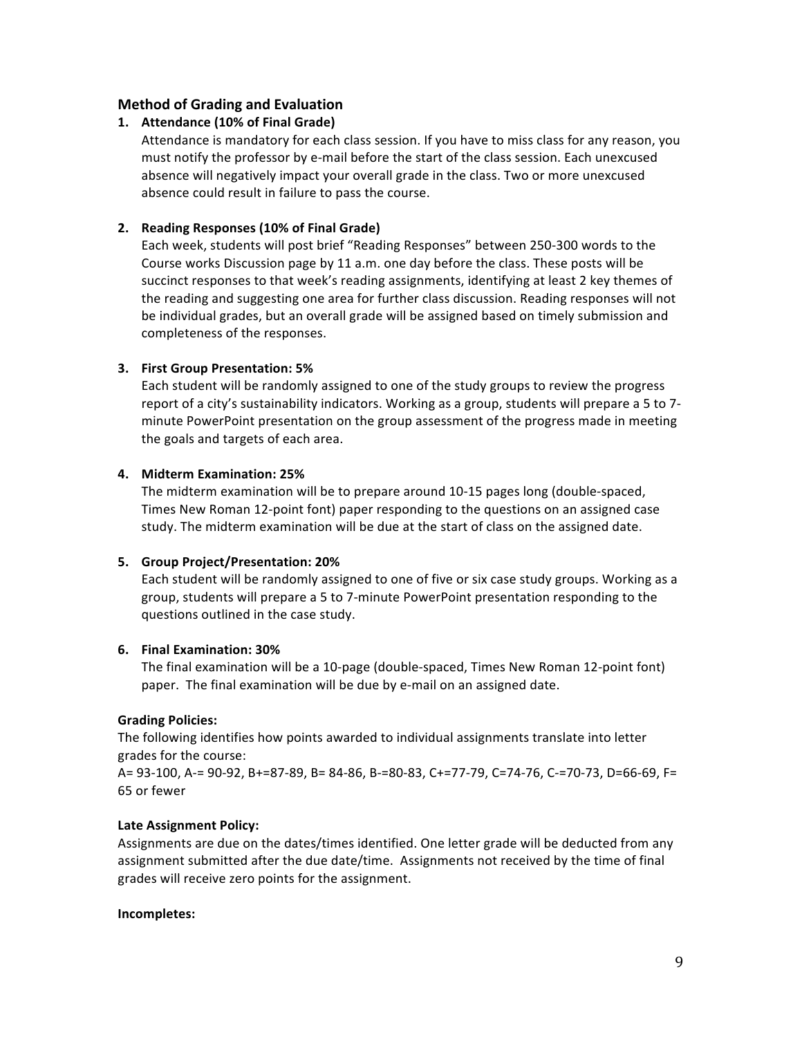## Method of Grading and Evaluation

1. **Attendance (10% of Final Grade)**
   Attendance is mandatory for each class session. If you have to miss class for any reason, you must notify the professor by e-mail before the start of the class session. Each unexcused absence will negatively impact your overall grade in the class. Two or more unexcused absence could result in failure to pass the course.

2. **Reading Responses (10% of Final Grade)**
   Each week, students will post brief "Reading Responses" between 250-300 words to the Course works Discussion page by 11 a.m. one day before the class. These posts will be succinct responses to that week's reading assignments, identifying at least 2 key themes of the reading and suggesting one area for further class discussion. Reading responses will not be individual grades, but an overall grade will be assigned based on timely submission and completeness of the responses.

3. **First Group Presentation: 5%**
   Each student will be randomly assigned to one of the study groups to review the progress report of a city's sustainability indicators. Working as a group, students will prepare a 5 to 7-minute PowerPoint presentation on the group assessment of the progress made in meeting the goals and targets of each area.

4. **Midterm Examination: 25%**
   The midterm examination will be to prepare around 10-15 pages long (double-spaced, Times New Roman 12-point font) paper responding to the questions on an assigned case study. The midterm examination will be due at the start of class on the assigned date.

5. **Group Project/Presentation: 20%**
   Each student will be randomly assigned to one of five or six case study groups. Working as a group, students will prepare a 5 to 7-minute PowerPoint presentation responding to the questions outlined in the case study.

6. **Final Examination: 30%**
   The final examination will be a 10-page (double-spaced, Times New Roman 12-point font) paper. The final examination will be due by e-mail on an assigned date.

**Grading Policies:**

The following identifies how points awarded to individual assignments translate into letter grades for the course:

A= 93-100, A-= 90-92, B+=87-89, B= 84-86, B-=80-83, C+=77-79, C=74-76, C-=70-73, D=66-69, F= 65 or fewer

**Late Assignment Policy:**

Assignments are due on the dates/times identified. One letter grade will be deducted from any assignment submitted after the due date/time. Assignments not received by the time of final grades will receive zero points for the assignment.

**Incompletes:**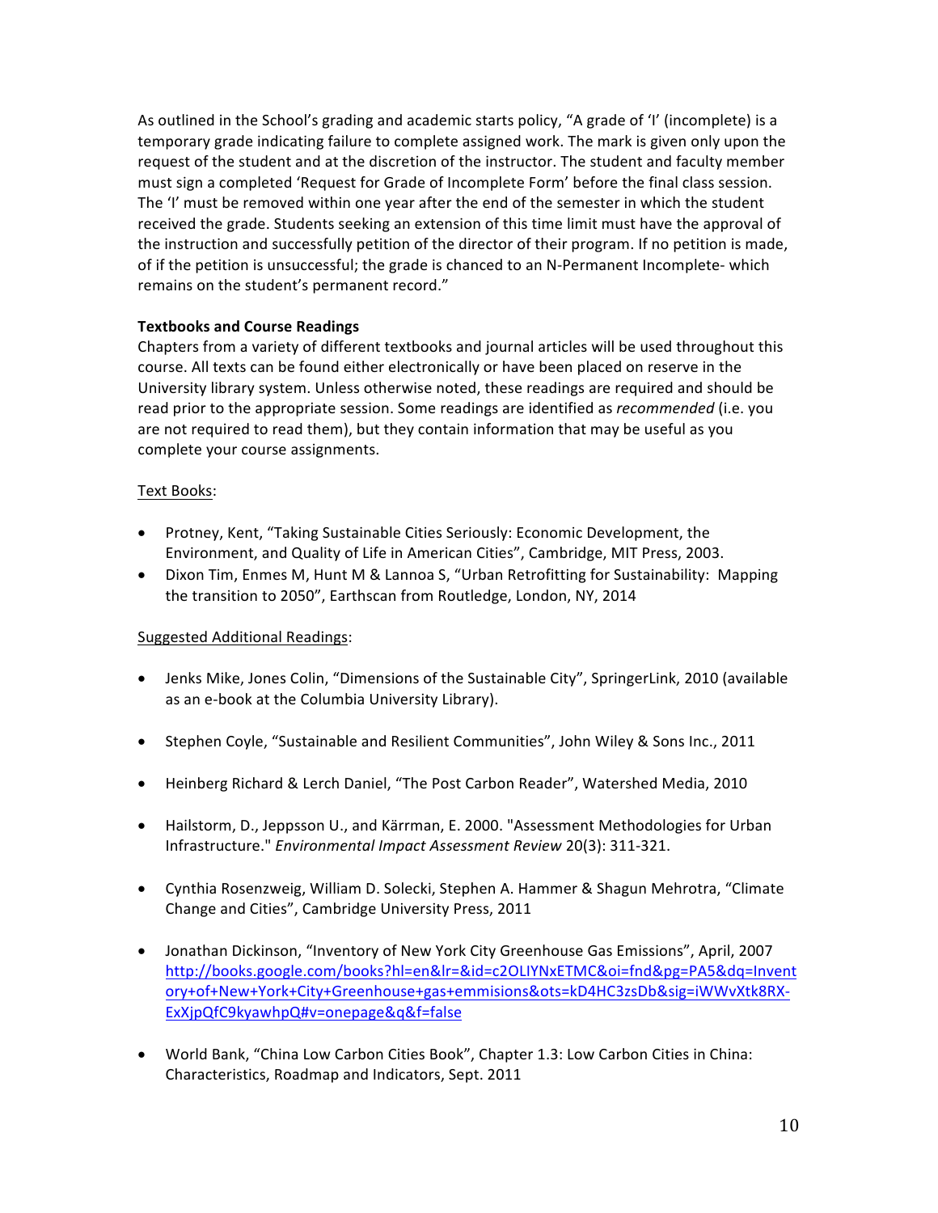As outlined in the School's grading and academic starts policy, "A grade of 'I' (incomplete) is a temporary grade indicating failure to complete assigned work. The mark is given only upon the request of the student and at the discretion of the instructor. The student and faculty member must sign a completed 'Request for Grade of Incomplete Form' before the final class session. The 'I' must be removed within one year after the end of the semester in which the student received the grade. Students seeking an extension of this time limit must have the approval of the instruction and successfully petition of the director of their program. If no petition is made, of if the petition is unsuccessful; the grade is chanced to an N-Permanent Incomplete- which remains on the student's permanent record."

**Textbooks and Course Readings**

Chapters from a variety of different textbooks and journal articles will be used throughout this course. All texts can be found either electronically or have been placed on reserve in the University library system. Unless otherwise noted, these readings are required and should be read prior to the appropriate session. Some readings are identified as *recommended* (i.e. you are not required to read them), but they contain information that may be useful as you complete your course assignments.

Text Books:

- Protney, Kent, "Taking Sustainable Cities Seriously: Economic Development, the Environment, and Quality of Life in American Cities", Cambridge, MIT Press, 2003.
- Dixon Tim, Enmes M, Hunt M & Lannoa S, "Urban Retrofitting for Sustainability: Mapping the transition to 2050", Earthscan from Routledge, London, NY, 2014

Suggested Additional Readings:

- Jenks Mike, Jones Colin, "Dimensions of the Sustainable City", SpringerLink, 2010 (available as an e-book at the Columbia University Library).
- Stephen Coyle, "Sustainable and Resilient Communities", John Wiley & Sons Inc., 2011
- Heinberg Richard & Lerch Daniel, "The Post Carbon Reader", Watershed Media, 2010
- Hailstorm, D., Jeppsson U., and Kärrman, E. 2000. "Assessment Methodologies for Urban Infrastructure." *Environmental Impact Assessment Review* 20(3): 311-321.
- Cynthia Rosenzweig, William D. Solecki, Stephen A. Hammer & Shagun Mehrotra, "Climate Change and Cities", Cambridge University Press, 2011
- Jonathan Dickinson, "Inventory of New York City Greenhouse Gas Emissions", April, 2007 http://books.google.com/books?hl=en&lr=&id=c2OLIYNxETMC&oi=fnd&pg=PA5&dq=Inventory+of+New+York+City+Greenhouse+gas+emmisions&ots=kD4HC3zsDb&sig=iWWvXtk8RX-ExXjpQfC9kyawhpQ#v=onepage&q&f=false
- World Bank, "China Low Carbon Cities Book", Chapter 1.3: Low Carbon Cities in China: Characteristics, Roadmap and Indicators, Sept. 2011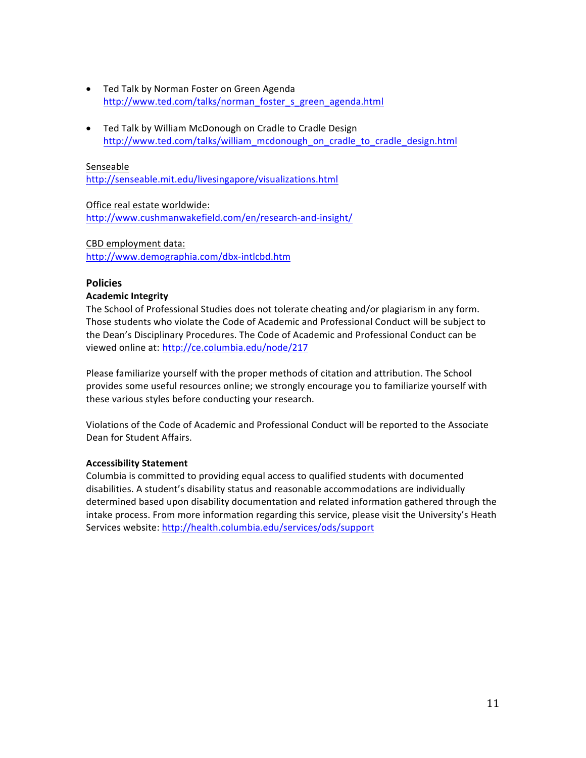- Ted Talk by Norman Foster on Green Agenda
  http://www.ted.com/talks/norman_foster_s_green_agenda.html

- Ted Talk by William McDonough on Cradle to Cradle Design
  http://www.ted.com/talks/william_mcdonough_on_cradle_to_cradle_design.html

Senseable
http://senseable.mit.edu/livesingapore/visualizations.html

Office real estate worldwide:
http://www.cushmanwakefield.com/en/research-and-insight/

CBD employment data:
http://www.demographia.com/dbx-intlcbd.htm

## Policies

### Academic Integrity

The School of Professional Studies does not tolerate cheating and/or plagiarism in any form. Those students who violate the Code of Academic and Professional Conduct will be subject to the Dean's Disciplinary Procedures. The Code of Academic and Professional Conduct can be viewed online at: http://ce.columbia.edu/node/217

Please familiarize yourself with the proper methods of citation and attribution. The School provides some useful resources online; we strongly encourage you to familiarize yourself with these various styles before conducting your research.

Violations of the Code of Academic and Professional Conduct will be reported to the Associate Dean for Student Affairs.

### Accessibility Statement

Columbia is committed to providing equal access to qualified students with documented disabilities. A student's disability status and reasonable accommodations are individually determined based upon disability documentation and related information gathered through the intake process. From more information regarding this service, please visit the University's Heath Services website: http://health.columbia.edu/services/ods/support